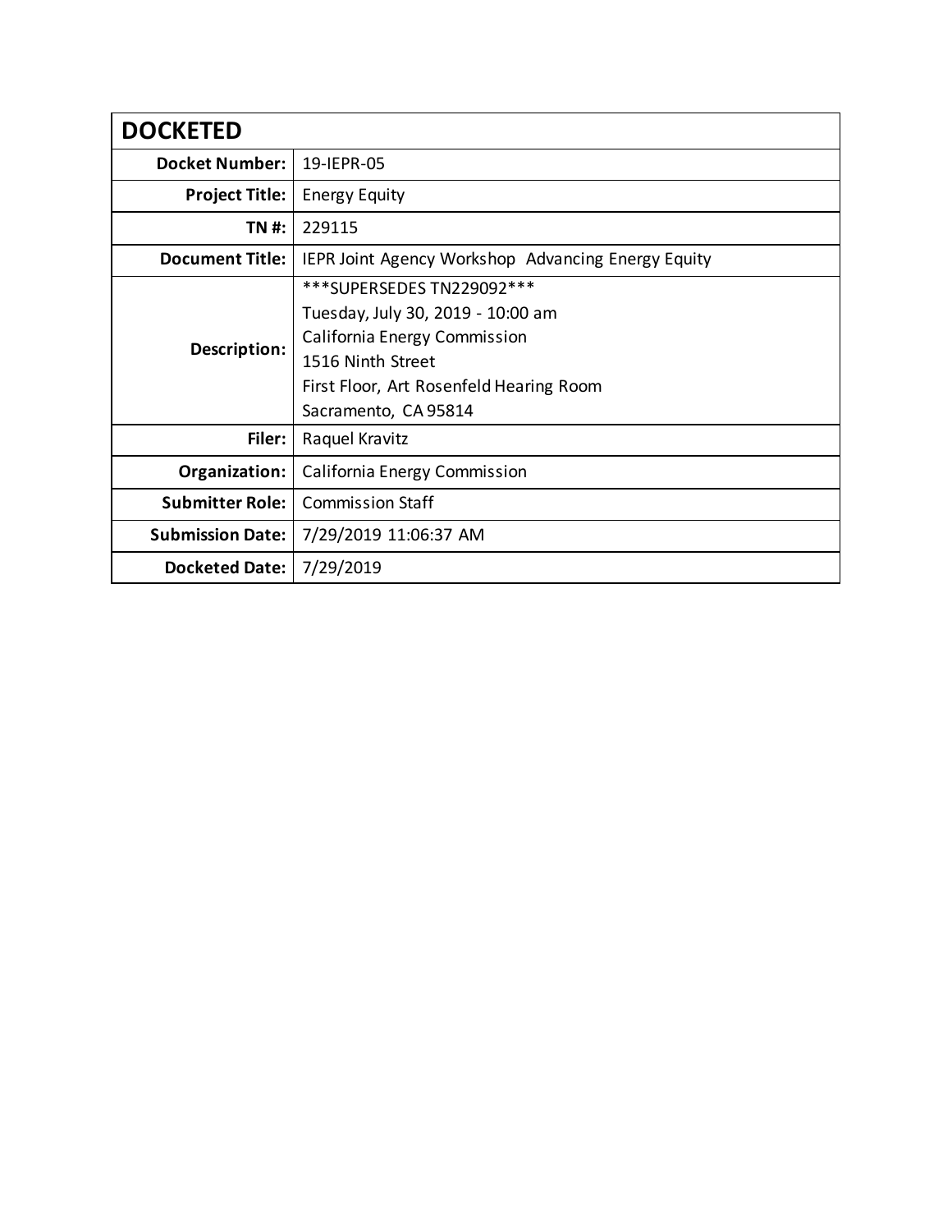| DOCKETED | |
|---|---|
| **Docket Number:** | 19-IEPR-05 |
| **Project Title:** | Energy Equity |
| **TN #:** | 229115 |
| **Document Title:** | IEPR Joint Agency Workshop  Advancing Energy Equity |
| **Description:** | ***SUPERSEDES TN229092***<br>Tuesday, July 30, 2019 - 10:00 am<br>California Energy Commission<br>1516 Ninth Street<br>First Floor, Art Rosenfeld Hearing Room<br>Sacramento, CA 95814 |
| **Filer:** | Raquel Kravitz |
| **Organization:** | California Energy Commission |
| **Submitter Role:** | Commission Staff |
| **Submission Date:** | 7/29/2019 11:06:37 AM |
| **Docketed Date:** | 7/29/2019 |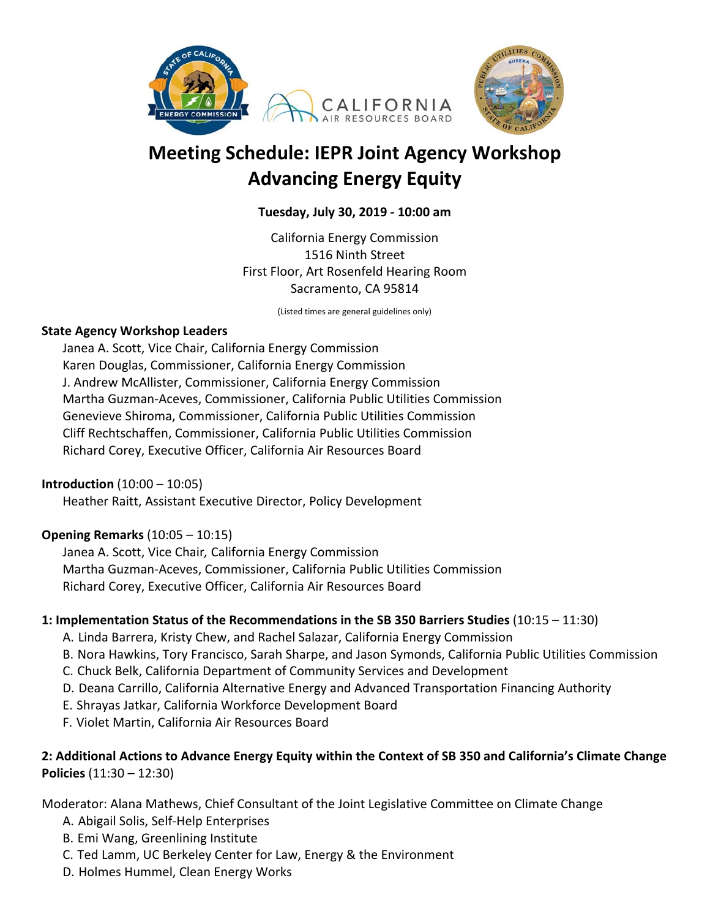# Meeting Schedule: IEPR Joint Agency Workshop Advancing Energy Equity

**Tuesday, July 30, 2019 - 10:00 am**

California Energy Commission
1516 Ninth Street
First Floor, Art Rosenfeld Hearing Room
Sacramento, CA 95814

(Listed times are general guidelines only)

**State Agency Workshop Leaders**

Janea A. Scott, Vice Chair, California Energy Commission
Karen Douglas, Commissioner, California Energy Commission
J. Andrew McAllister, Commissioner, California Energy Commission
Martha Guzman-Aceves, Commissioner, California Public Utilities Commission
Genevieve Shiroma, Commissioner, California Public Utilities Commission
Cliff Rechtschaffen, Commissioner, California Public Utilities Commission
Richard Corey, Executive Officer, California Air Resources Board

**Introduction** (10:00 – 10:05)

Heather Raitt, Assistant Executive Director, Policy Development

**Opening Remarks** (10:05 – 10:15)

Janea A. Scott, Vice Chair, California Energy Commission
Martha Guzman-Aceves, Commissioner, California Public Utilities Commission
Richard Corey, Executive Officer, California Air Resources Board

**1: Implementation Status of the Recommendations in the SB 350 Barriers Studies** (10:15 – 11:30)

A. Linda Barrera, Kristy Chew, and Rachel Salazar, California Energy Commission
B. Nora Hawkins, Tory Francisco, Sarah Sharpe, and Jason Symonds, California Public Utilities Commission
C. Chuck Belk, California Department of Community Services and Development
D. Deana Carrillo, California Alternative Energy and Advanced Transportation Financing Authority
E. Shrayas Jatkar, California Workforce Development Board
F. Violet Martin, California Air Resources Board

**2: Additional Actions to Advance Energy Equity within the Context of SB 350 and California's Climate Change Policies** (11:30 – 12:30)

Moderator: Alana Mathews, Chief Consultant of the Joint Legislative Committee on Climate Change

A. Abigail Solis, Self-Help Enterprises
B. Emi Wang, Greenlining Institute
C. Ted Lamm, UC Berkeley Center for Law, Energy & the Environment
D. Holmes Hummel, Clean Energy Works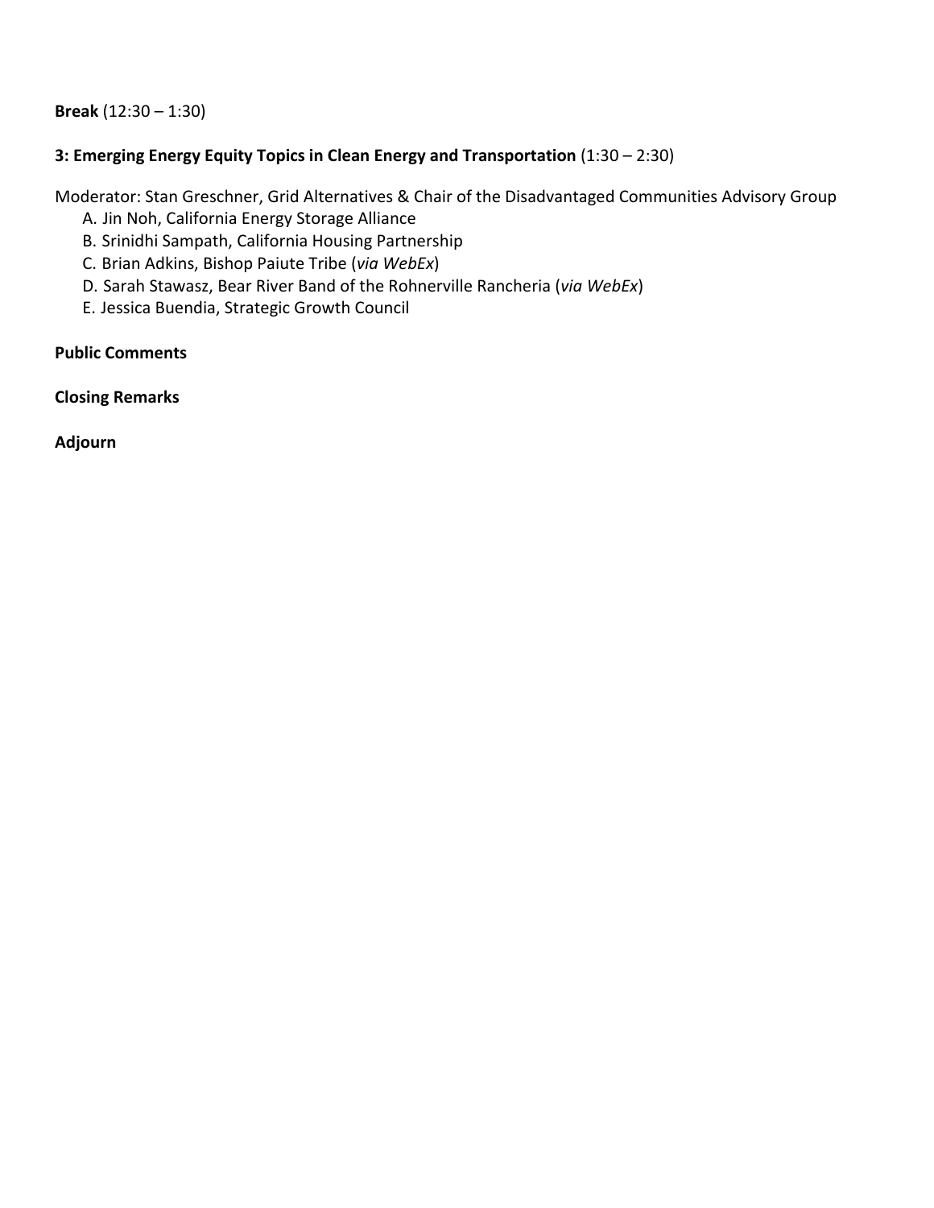**Break** (12:30 – 1:30)

**3: Emerging Energy Equity Topics in Clean Energy and Transportation** (1:30 – 2:30)

Moderator: Stan Greschner, Grid Alternatives & Chair of the Disadvantaged Communities Advisory Group

A. Jin Noh, California Energy Storage Alliance
B. Srinidhi Sampath, California Housing Partnership
C. Brian Adkins, Bishop Paiute Tribe (*via WebEx*)
D. Sarah Stawasz, Bear River Band of the Rohnerville Rancheria (*via WebEx*)
E. Jessica Buendia, Strategic Growth Council

**Public Comments**

**Closing Remarks**

**Adjourn**